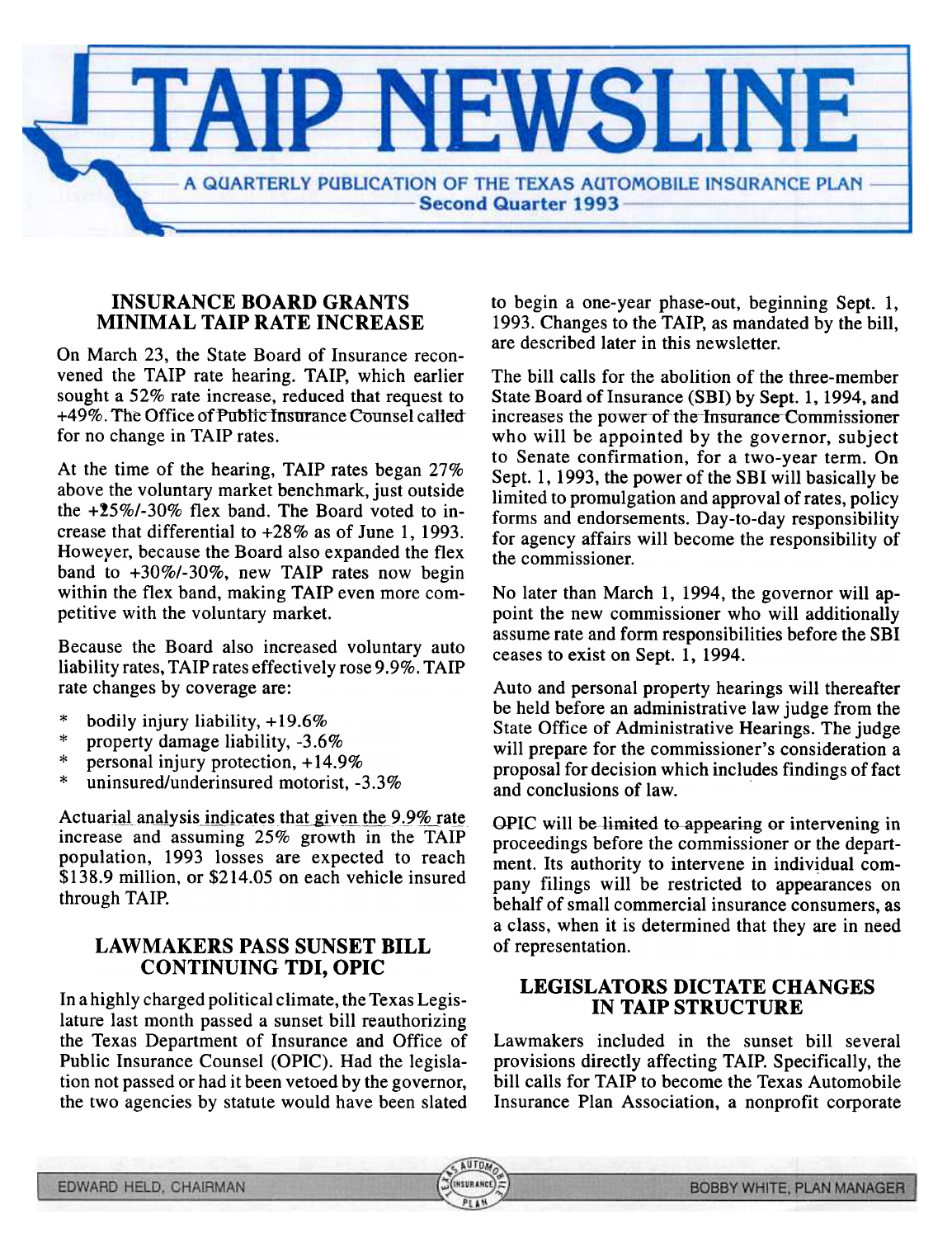# TAIP NEWSLINE

A QUARTERLY PUBLICATION OF THE TEXAS AUTOMOBILE INSURANCE PLAN
**Second Quarter 1993**

## INSURANCE BOARD GRANTS MINIMAL TAIP RATE INCREASE

On March 23, the State Board of Insurance reconvened the TAIP rate hearing. TAIP, which earlier sought a 52% rate increase, reduced that request to +49%. The Office of Public Insurance Counsel called for no change in TAIP rates.

At the time of the hearing, TAIP rates began 27% above the voluntary market benchmark, just outside the +25%/-30% flex band. The Board voted to increase that differential to +28% as of June 1, 1993. However, because the Board also expanded the flex band to +30%/-30%, new TAIP rates now begin within the flex band, making TAIP even more competitive with the voluntary market.

Because the Board also increased voluntary auto liability rates, TAIP rates effectively rose 9.9%. TAIP rate changes by coverage are:

* bodily injury liability, +19.6%
* property damage liability, -3.6%
* personal injury protection, +14.9%
* uninsured/underinsured motorist, -3.3%

Actuarial analysis indicates that given the 9.9% rate increase and assuming 25% growth in the TAIP population, 1993 losses are expected to reach $138.9 million, or $214.05 on each vehicle insured through TAIP.

## LAWMAKERS PASS SUNSET BILL CONTINUING TDI, OPIC

In a highly charged political climate, the Texas Legislature last month passed a sunset bill reauthorizing the Texas Department of Insurance and Office of Public Insurance Counsel (OPIC). Had the legislation not passed or had it been vetoed by the governor, the two agencies by statute would have been slated to begin a one-year phase-out, beginning Sept. 1, 1993. Changes to the TAIP, as mandated by the bill, are described later in this newsletter.

The bill calls for the abolition of the three-member State Board of Insurance (SBI) by Sept. 1, 1994, and increases the power of the Insurance Commissioner who will be appointed by the governor, subject to Senate confirmation, for a two-year term. On Sept. 1, 1993, the power of the SBI will basically be limited to promulgation and approval of rates, policy forms and endorsements. Day-to-day responsibility for agency affairs will become the responsibility of the commissioner.

No later than March 1, 1994, the governor will appoint the new commissioner who will additionally assume rate and form responsibilities before the SBI ceases to exist on Sept. 1, 1994.

Auto and personal property hearings will thereafter be held before an administrative law judge from the State Office of Administrative Hearings. The judge will prepare for the commissioner's consideration a proposal for decision which includes findings of fact and conclusions of law.

OPIC will be limited to appearing or intervening in proceedings before the commissioner or the department. Its authority to intervene in individual company filings will be restricted to appearances on behalf of small commercial insurance consumers, as a class, when it is determined that they are in need of representation.

## LEGISLATORS DICTATE CHANGES IN TAIP STRUCTURE

Lawmakers included in the sunset bill several provisions directly affecting TAIP. Specifically, the bill calls for TAIP to become the Texas Automobile Insurance Plan Association, a nonprofit corporate

EDWARD HELD, CHAIRMAN — BOBBY WHITE, PLAN MANAGER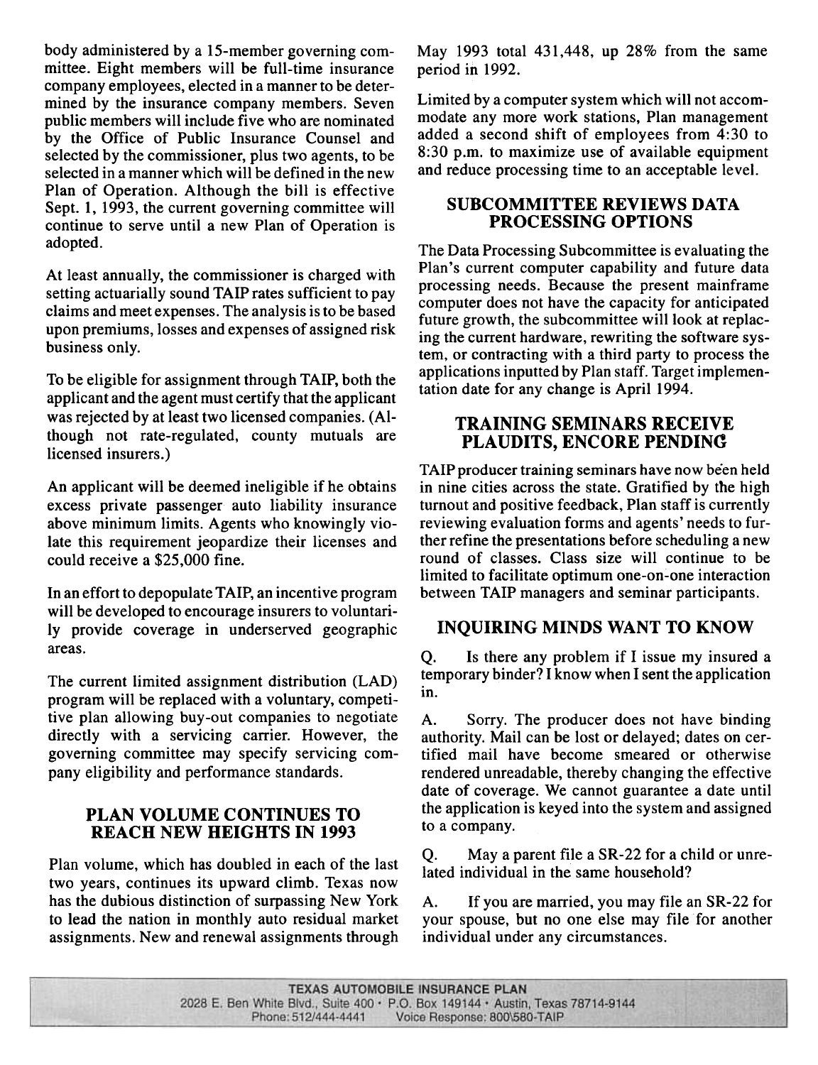body administered by a 15-member governing committee. Eight members will be full-time insurance company employees, elected in a manner to be determined by the insurance company members. Seven public members will include five who are nominated by the Office of Public Insurance Counsel and selected by the commissioner, plus two agents, to be selected in a manner which will be defined in the new Plan of Operation. Although the bill is effective Sept. 1, 1993, the current governing committee will continue to serve until a new Plan of Operation is adopted.

At least annually, the commissioner is charged with setting actuarially sound TAIP rates sufficient to pay claims and meet expenses. The analysis is to be based upon premiums, losses and expenses of assigned risk business only.

To be eligible for assignment through TAIP, both the applicant and the agent must certify that the applicant was rejected by at least two licensed companies. (Although not rate-regulated, county mutuals are licensed insurers.)

An applicant will be deemed ineligible if he obtains excess private passenger auto liability insurance above minimum limits. Agents who knowingly violate this requirement jeopardize their licenses and could receive a $25,000 fine.

In an effort to depopulate TAIP, an incentive program will be developed to encourage insurers to voluntarily provide coverage in underserved geographic areas.

The current limited assignment distribution (LAD) program will be replaced with a voluntary, competitive plan allowing buy-out companies to negotiate directly with a servicing carrier. However, the governing committee may specify servicing company eligibility and performance standards.

## PLAN VOLUME CONTINUES TO REACH NEW HEIGHTS IN 1993

Plan volume, which has doubled in each of the last two years, continues its upward climb. Texas now has the dubious distinction of surpassing New York to lead the nation in monthly auto residual market assignments. New and renewal assignments through May 1993 total 431,448, up 28% from the same period in 1992.

Limited by a computer system which will not accommodate any more work stations, Plan management added a second shift of employees from 4:30 to 8:30 p.m. to maximize use of available equipment and reduce processing time to an acceptable level.

## SUBCOMMITTEE REVIEWS DATA PROCESSING OPTIONS

The Data Processing Subcommittee is evaluating the Plan's current computer capability and future data processing needs. Because the present mainframe computer does not have the capacity for anticipated future growth, the subcommittee will look at replacing the current hardware, rewriting the software system, or contracting with a third party to process the applications inputted by Plan staff. Target implementation date for any change is April 1994.

## TRAINING SEMINARS RECEIVE PLAUDITS, ENCORE PENDING

TAIP producer training seminars have now been held in nine cities across the state. Gratified by the high turnout and positive feedback, Plan staff is currently reviewing evaluation forms and agents' needs to further refine the presentations before scheduling a new round of classes. Class size will continue to be limited to facilitate optimum one-on-one interaction between TAIP managers and seminar participants.

## INQUIRING MINDS WANT TO KNOW

Q. Is there any problem if I issue my insured a temporary binder? I know when I sent the application in.

A. Sorry. The producer does not have binding authority. Mail can be lost or delayed; dates on certified mail have become smeared or otherwise rendered unreadable, thereby changing the effective date of coverage. We cannot guarantee a date until the application is keyed into the system and assigned to a company.

Q. May a parent file a SR-22 for a child or unrelated individual in the same household?

A. If you are married, you may file an SR-22 for your spouse, but no one else may file for another individual under any circumstances.

TEXAS AUTOMOBILE INSURANCE PLAN
2028 E. Ben White Blvd., Suite 400 • P.O. Box 149144 • Austin, Texas 78714-9144
Phone: 512/444-4441 Voice Response: 800\580-TAIP